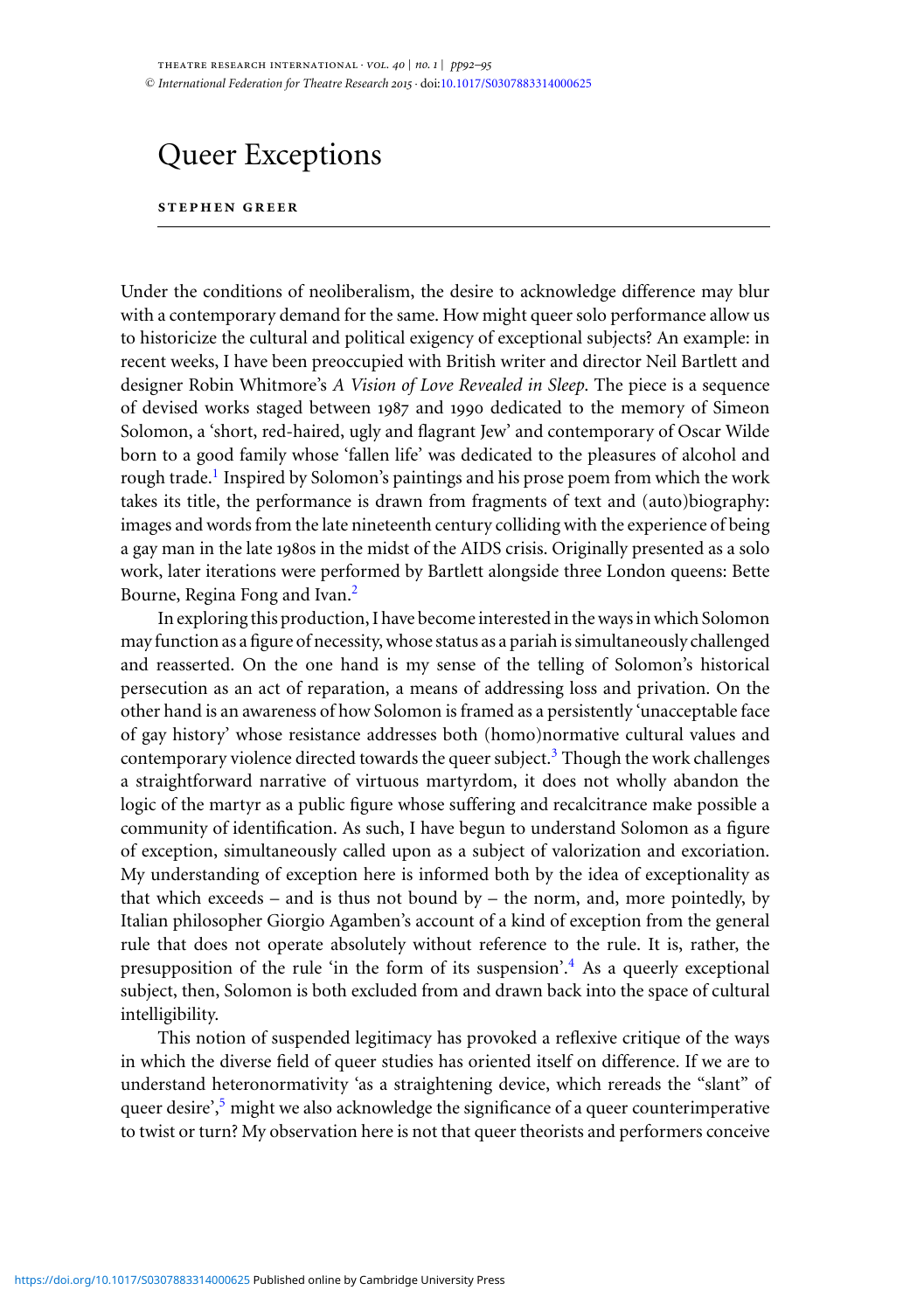# Queer Exceptions

**STEPHEN GREER**

Under the conditions of neoliberalism, the desire to acknowledge difference may blur with a contemporary demand for the same. How might queer solo performance allow us to historicize the cultural and political exigency of exceptional subjects? An example: in recent weeks, I have been preoccupied with British writer and director Neil Bartlett and designer Robin Whitmore's *A Vision of Love Revealed in Sleep*. The piece is a sequence of devised works staged between 1987 and 1990 dedicated to the memory of Simeon Solomon, a 'short, red-haired, ugly and flagrant Jew' and contemporary of Oscar Wilde born to a good family whose 'fallen life' was dedicated to the pleasures of alcohol and rough trade.[1] Inspired by Solomon's paintings and his prose poem from which the work takes its title, the performance is drawn from fragments of text and (auto)biography: images and words from the late nineteenth century colliding with the experience of being a gay man in the late 1980s in the midst of the AIDS crisis. Originally presented as a solo work, later iterations were performed by Bartlett alongside three London queens: Bette Bourne, Regina Fong and Ivan.[2]

In exploring this production, I have become interested in the ways in which Solomon may function as a figure of necessity, whose status as a pariah is simultaneously challenged and reasserted. On the one hand is my sense of the telling of Solomon's historical persecution as an act of reparation, a means of addressing loss and privation. On the other hand is an awareness of how Solomon is framed as a persistently 'unacceptable face of gay history' whose resistance addresses both (homo)normative cultural values and contemporary violence directed towards the queer subject.[3] Though the work challenges a straightforward narrative of virtuous martyrdom, it does not wholly abandon the logic of the martyr as a public figure whose suffering and recalcitrance make possible a community of identification. As such, I have begun to understand Solomon as a figure of exception, simultaneously called upon as a subject of valorization and excoriation. My understanding of exception here is informed both by the idea of exceptionality as that which exceeds – and is thus not bound by – the norm, and, more pointedly, by Italian philosopher Giorgio Agamben's account of a kind of exception from the general rule that does not operate absolutely without reference to the rule. It is, rather, the presupposition of the rule 'in the form of its suspension'.[4] As a queerly exceptional subject, then, Solomon is both excluded from and drawn back into the space of cultural intelligibility.

This notion of suspended legitimacy has provoked a reflexive critique of the ways in which the diverse field of queer studies has oriented itself on difference. If we are to understand heteronormativity 'as a straightening device, which rereads the "slant" of queer desire',[5] might we also acknowledge the significance of a queer counterimperative to twist or turn? My observation here is not that queer theorists and performers conceive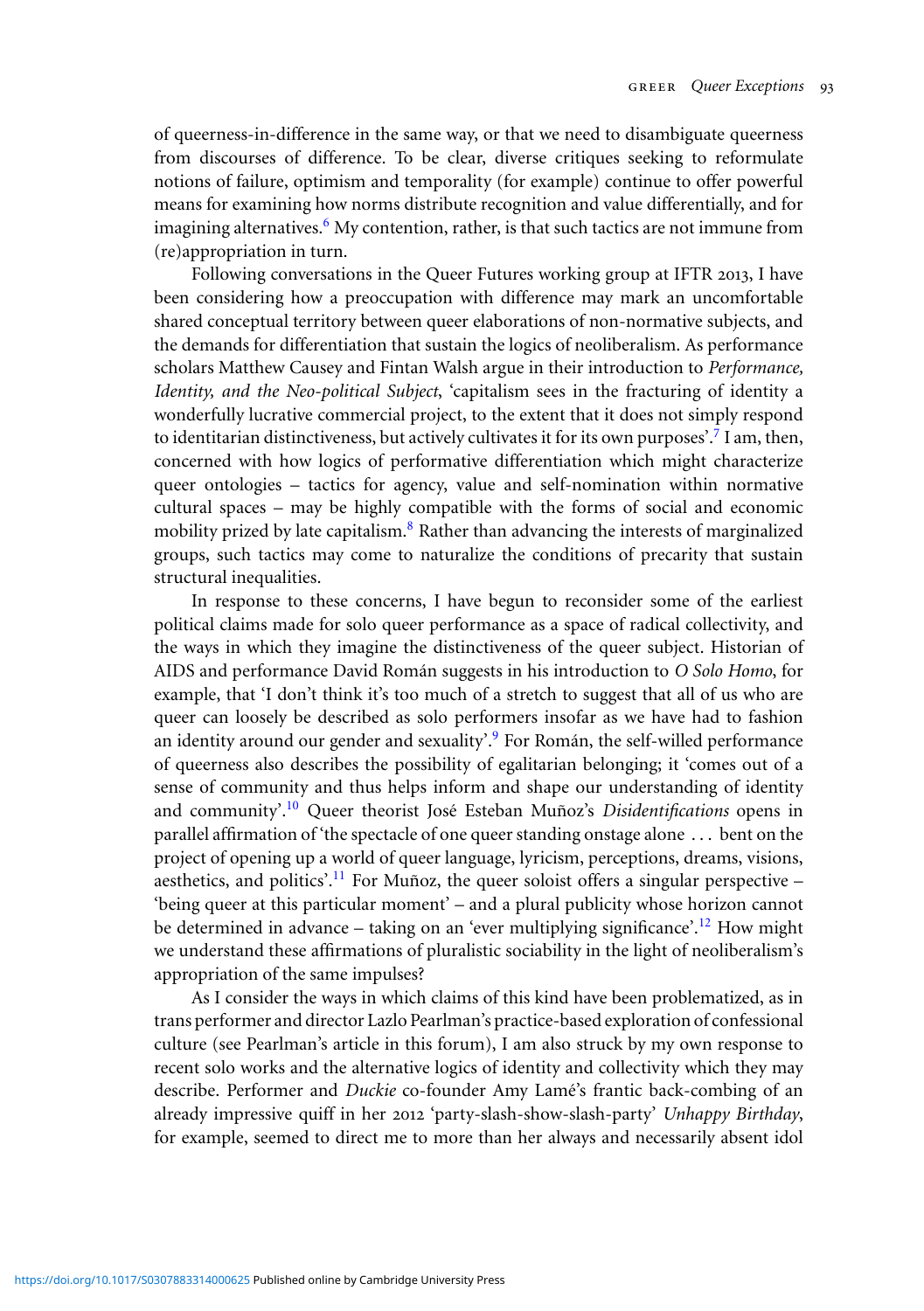of queerness-in-difference in the same way, or that we need to disambiguate queerness from discourses of difference. To be clear, diverse critiques seeking to reformulate notions of failure, optimism and temporality (for example) continue to offer powerful means for examining how norms distribute recognition and value differentially, and for imagining alternatives.[6] My contention, rather, is that such tactics are not immune from (re)appropriation in turn.

Following conversations in the Queer Futures working group at IFTR 2013, I have been considering how a preoccupation with difference may mark an uncomfortable shared conceptual territory between queer elaborations of non-normative subjects, and the demands for differentiation that sustain the logics of neoliberalism. As performance scholars Matthew Causey and Fintan Walsh argue in their introduction to *Performance, Identity, and the Neo-political Subject*, 'capitalism sees in the fracturing of identity a wonderfully lucrative commercial project, to the extent that it does not simply respond to identitarian distinctiveness, but actively cultivates it for its own purposes'.[7] I am, then, concerned with how logics of performative differentiation which might characterize queer ontologies – tactics for agency, value and self-nomination within normative cultural spaces – may be highly compatible with the forms of social and economic mobility prized by late capitalism.[8] Rather than advancing the interests of marginalized groups, such tactics may come to naturalize the conditions of precarity that sustain structural inequalities.

In response to these concerns, I have begun to reconsider some of the earliest political claims made for solo queer performance as a space of radical collectivity, and the ways in which they imagine the distinctiveness of the queer subject. Historian of AIDS and performance David Román suggests in his introduction to *O Solo Homo*, for example, that 'I don't think it's too much of a stretch to suggest that all of us who are queer can loosely be described as solo performers insofar as we have had to fashion an identity around our gender and sexuality'.[9] For Román, the self-willed performance of queerness also describes the possibility of egalitarian belonging; it 'comes out of a sense of community and thus helps inform and shape our understanding of identity and community'.[10] Queer theorist José Esteban Muñoz's *Disidentifications* opens in parallel affirmation of 'the spectacle of one queer standing onstage alone ... bent on the project of opening up a world of queer language, lyricism, perceptions, dreams, visions, aesthetics, and politics'.[11] For Muñoz, the queer soloist offers a singular perspective – 'being queer at this particular moment' – and a plural publicity whose horizon cannot be determined in advance – taking on an 'ever multiplying significance'.[12] How might we understand these affirmations of pluralistic sociability in the light of neoliberalism's appropriation of the same impulses?

As I consider the ways in which claims of this kind have been problematized, as in trans performer and director Lazlo Pearlman's practice-based exploration of confessional culture (see Pearlman's article in this forum), I am also struck by my own response to recent solo works and the alternative logics of identity and collectivity which they may describe. Performer and *Duckie* co-founder Amy Lamé's frantic back-combing of an already impressive quiff in her 2012 'party-slash-show-slash-party' *Unhappy Birthday*, for example, seemed to direct me to more than her always and necessarily absent idol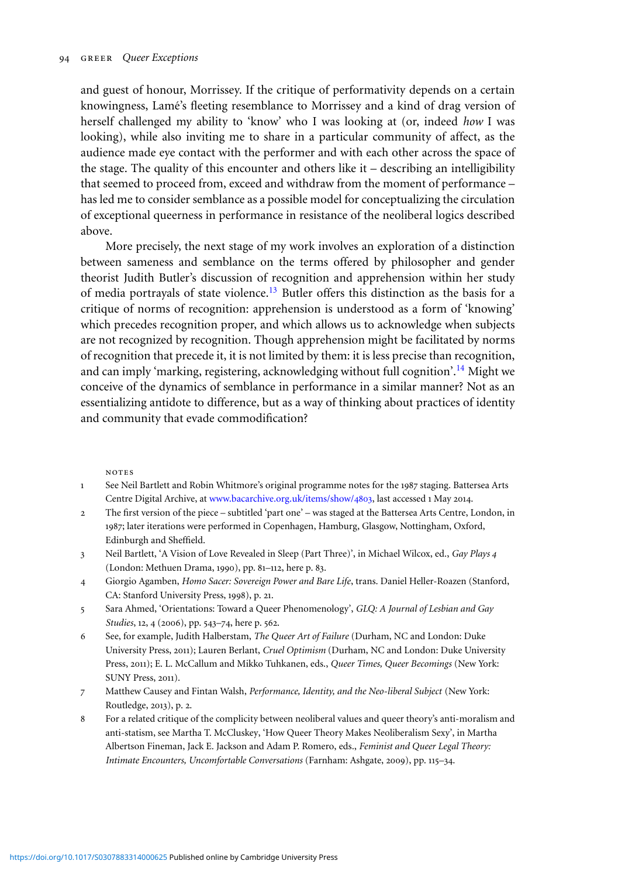and guest of honour, Morrissey. If the critique of performativity depends on a certain knowingness, Lamé's fleeting resemblance to Morrissey and a kind of drag version of herself challenged my ability to 'know' who I was looking at (or, indeed *how* I was looking), while also inviting me to share in a particular community of affect, as the audience made eye contact with the performer and with each other across the space of the stage. The quality of this encounter and others like it – describing an intelligibility that seemed to proceed from, exceed and withdraw from the moment of performance – has led me to consider semblance as a possible model for conceptualizing the circulation of exceptional queerness in performance in resistance of the neoliberal logics described above.

More precisely, the next stage of my work involves an exploration of a distinction between sameness and semblance on the terms offered by philosopher and gender theorist Judith Butler's discussion of recognition and apprehension within her study of media portrayals of state violence.[13] Butler offers this distinction as the basis for a critique of norms of recognition: apprehension is understood as a form of 'knowing' which precedes recognition proper, and which allows us to acknowledge when subjects are not recognized by recognition. Though apprehension might be facilitated by norms of recognition that precede it, it is not limited by them: it is less precise than recognition, and can imply 'marking, registering, acknowledging without full cognition'.[14] Might we conceive of the dynamics of semblance in performance in a similar manner? Not as an essentializing antidote to difference, but as a way of thinking about practices of identity and community that evade commodification?

NOTES

1 See Neil Bartlett and Robin Whitmore's original programme notes for the 1987 staging. Battersea Arts Centre Digital Archive, at www.bacarchive.org.uk/items/show/4803, last accessed 1 May 2014.

2 The first version of the piece – subtitled 'part one' – was staged at the Battersea Arts Centre, London, in 1987; later iterations were performed in Copenhagen, Hamburg, Glasgow, Nottingham, Oxford, Edinburgh and Sheffield.

3 Neil Bartlett, 'A Vision of Love Revealed in Sleep (Part Three)', in Michael Wilcox, ed., *Gay Plays 4* (London: Methuen Drama, 1990), pp. 81–112, here p. 83.

4 Giorgio Agamben, *Homo Sacer: Sovereign Power and Bare Life*, trans. Daniel Heller-Roazen (Stanford, CA: Stanford University Press, 1998), p. 21.

5 Sara Ahmed, 'Orientations: Toward a Queer Phenomenology', *GLQ: A Journal of Lesbian and Gay Studies*, 12, 4 (2006), pp. 543–74, here p. 562.

6 See, for example, Judith Halberstam, *The Queer Art of Failure* (Durham, NC and London: Duke University Press, 2011); Lauren Berlant, *Cruel Optimism* (Durham, NC and London: Duke University Press, 2011); E. L. McCallum and Mikko Tuhkanen, eds., *Queer Times, Queer Becomings* (New York: SUNY Press, 2011).

7 Matthew Causey and Fintan Walsh, *Performance, Identity, and the Neo-liberal Subject* (New York: Routledge, 2013), p. 2.

8 For a related critique of the complicity between neoliberal values and queer theory's anti-moralism and anti-statism, see Martha T. McCluskey, 'How Queer Theory Makes Neoliberalism Sexy', in Martha Albertson Fineman, Jack E. Jackson and Adam P. Romero, eds., *Feminist and Queer Legal Theory: Intimate Encounters, Uncomfortable Conversations* (Farnham: Ashgate, 2009), pp. 115–34.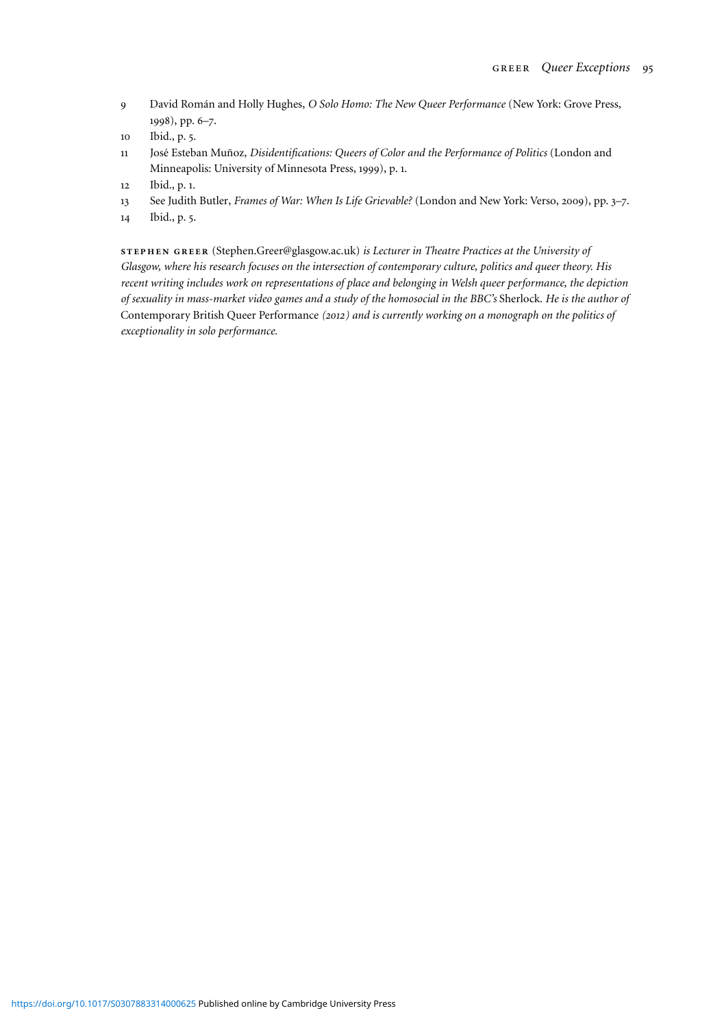9 David Román and Holly Hughes, *O Solo Homo: The New Queer Performance* (New York: Grove Press, 1998), pp. 6–7.

10 Ibid., p. 5.

11 José Esteban Muñoz, *Disidentifications: Queers of Color and the Performance of Politics* (London and Minneapolis: University of Minnesota Press, 1999), p. 1.

12 Ibid., p. 1.

13 See Judith Butler, *Frames of War: When Is Life Grievable?* (London and New York: Verso, 2009), pp. 3–7.

14 Ibid., p. 5.

STEPHEN GREER (Stephen.Greer@glasgow.ac.uk) *is Lecturer in Theatre Practices at the University of Glasgow, where his research focuses on the intersection of contemporary culture, politics and queer theory. His recent writing includes work on representations of place and belonging in Welsh queer performance, the depiction of sexuality in mass-market video games and a study of the homosocial in the BBC's* Sherlock. *He is the author of* Contemporary British Queer Performance *(2012) and is currently working on a monograph on the politics of exceptionality in solo performance.*

https://doi.org/10.1017/S0307883314000625 Published online by Cambridge University Press